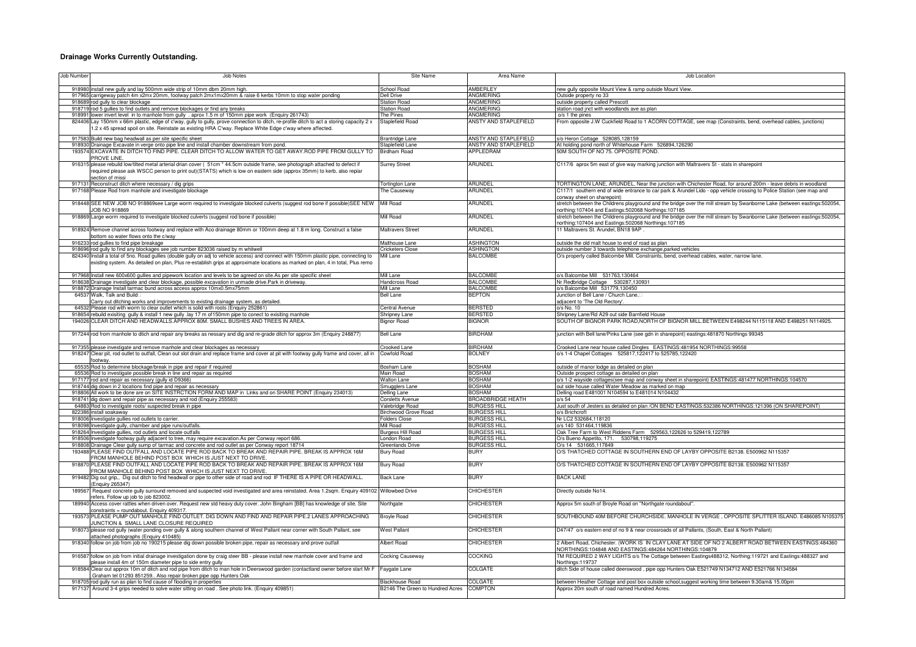# Drainage Works Currently Outstanding.

| Job Number | Job Notes | Site Name | Area Name | Job Location |
|---|---|---|---|---|
| 918980 | install new gully and lay 500mm wide strip of 10mm dbm 20mm high. | School Road | AMBERLEY | new gully opposite Mount View & ramp outside Mount View. |
| 917965 | carrigeway patch 4m x2mx 20mm, footway patch 2mx1mx20mm & raise 6 kerbs 10mm to stop water ponding | Dell Drive | ANGMERING | Outside property no 33 |
| 918689 | rod gully to clear blockage | Station Road | ANGMERING | outside property called Prescott |
| 918719 | rod 5 gullies to find outlets and remove blockages or find any breaks | Station Road | ANGMERING | station road jnct with woodlands ave as plan |
| 918991 | lower invert level in to manhole from gully . aprox 1.5 m of 150mm pipe work (Enquiry 261743) | The Pines | ANGMERING | o/s 1 the pines |
| 824406 | Lay 150mm x 66m plastic, edge of c'way, gully to gully, prove connection to ditch, re-profile ditch to act a storing capacity 2 x 1.2 x 45 spread spoil on site. Reinstate as existing HRA C'way. Replace White Edge c'way where affected. | Staplefield Road | ANSTY AND STAPLEFIELD | From opposite J.W Cuckfield Road to 1 ACORN COTTAGE, see map (Constraints, bend, overhead cables, junctions) |
| 917583 | Build new bag headwall as per site specific sheet | Brantridge Lane | ANSTY AND STAPLEFIELD | s/o Heron Cottage 528085,128159 |
| 918930 | Drainage Excavate in verge onto pipe line and install chamber downstream from pond. | Staplefield Lane | ANSTY AND STAPLEFIELD | At holding pond north of Whitehouse Farm 526894,126290 |
| 193574 | EXCAVATE IN DITCH TO FIND PIPE. CLEAR DITCH TO ALLOW WATER TO GET AWAY.ROD PIPE FROM GULLY TO PROVE LINE. | Birdham Road | APPLEDRAM | 50M SOUTH OF NO 75. OPPOSITE POND. |
| 916315 | please rebuild low/tilted metal arterial drian cover ( 51cm * 44.5cm outside frame, see photograph attached to defect if required please ask WSCC person to print out)(STATS) which is low on eastern side (approx 35mm) to kerb, also repiar section of missi | Surrey Street | ARUNDEL | C117/6 aprox 5m east of give way marking junction with Maltravers St - stats in sharepoint |
| 917131 | Reconstruct ditch where necessary / dig grips | Tortington Lane | ARUNDEL | TORTINGTON LANE, ARUNDEL, Near the junction with Chichester Road, for around 200m - leave debris in woodland |
| 917168 | Please Rod from manhole and investigate blockage | The Causeway | ARUNDEL | C117/1 southern end of wide entrance to car park & Arundel Lido - opp vehicle crossing to Police Station (see map and conway sheet on sharepoint) |
| 918448 | SEE NEW JOB NO 918869see Large worm required to investigate blocked culverts (suggest rod bone if possible)SEE NEW JOB NO 918869 | Mill Road | ARUNDEL | stretch between the Childrens playground and the bridge over the mill stream by Swanborne Lake (between eastings:502054, northing:107404 and Eastings:502068 Northings:107185 |
| 918869 | Large worm required to investigate blocked culverts (suggest rod bone if possible) | Mill Road | ARUNDEL | stretch between the Childrens playground and the bridge over the mill stream by Swanborne Lake (between eastings:502054, northing:107404 and Eastings:502068 Northings:107185 |
| 918924 | Remove channel across footway and replace with Aco drainage 80mm or 100mm deep at 1.8 m long. Construct a false bottom so water flows onto the c/way | Maltravers Street | ARUNDEL | 11 Maltravers St. Arundel, BN18 9AP . |
| 916233 | rod gullies to find pipe breakage | Malthouse Lane | ASHINGTON | outside the old malt house to end of road as plan |
| 918696 | rod gully to find any blockages see job number 823036 raised by m whitwell | Cricketers Close | ASHINGTON | outside number 3 towards telephone exchange,parked vehicles |
| 824340 | Install a total of 5no. Road gullies (double gully on adj to vehicle access) and connect with 150mm plastic pipe, connecting to existing system. As detailed on plan, Plus re-establish grips at approximate locations as marked on plan, 4 in total, Plus remo | Mill Lane | BALCOMBE | O/s property called Balcombe Mill. Constraints, bend, overhead cables, water, narrow lane. |
| 917968 | Install new 600x600 gullies and pipework location and levels to be agreed on site.As per site specific sheet | Mill Lane | BALCOMBE | o/s Balcombe Mill 531763,130464 |
| 918638 | Drainage investigate and clear blockage, possible excavation in unmade drive.Park in driveway. | Handcross Road | BALCOMBE | Nr Redbridge Cottage 530287,130931 |
| 918872 | Drainage Install tarmac bund across access approx 10mx0.5mx75mm | Mill Lane | BALCOMBE | o/s Balcombe Mill 531779,130450 |
| 64537 | Walk, Talk and Build<br>Carry out ditching works and improvements to existing drainage system, as detailed. | Bell Lane | BEPTON | Junction of Bell Lane / Church Lane,<br>adjacent to 'The Old Rectory'. |
| 64532 | Please rod with worm to clear outlet which is solid with roots (Enquiry 252861) | Central Avenue | BERSTED | o/s No. 10 |
| 918654 | rebuild exisiting gully & install 1 new gully .lay 17 m of150mm pipe to conect to exisiting manhole | Shripney Lane | BERSTED | Shripney Lane/Rd A29 out side Barnfield House |
| 194026 | CLEAR DITCH AND HEADWALLS.APPROX 80M. SMALL BUSHES AND TREES IN AREA. | Bignor Road | BIGNOR | SOUTH OF BIGNOR PARK ROAD,NORTH OF BIGNOR MILL.BETWEEN E498244 N115118 AND E498251 N114925. |
| 917244 | rod from manhole to dtich and repair any breaks as nessary and dig and re-grade ditch for approx 3m (Enquiry 248877) | Bell Lane | BIRDHAM | junction with Bell lane/Pinks Lane (see gdn in sharepoint) eastings:481870 Northings 99345 |
| 917355 | please investigate and remove manhole and clear blockages as necessary | Crooked Lane | BIRDHAM | Crooked Lane near house called Dingles EASTINGS:481954 NORTHINGS:99558 |
| 918247 | Clear pit, rod outlet to outfall, Clean out slot drain and replace frame and cover at pit with footway gully frame and cover, all in footway. | Cowfold Road | BOLNEY | o/s 1-4 Chapel Cottages 525817,122417 to 525785,122420 |
| 65535 | Rod to determine blockage/break in pipe and repair if required | Bosham Lane | BOSHAM | outside of manor lodge as detailed on plan |
| 65536 | Rod to investigate possible break in line and repair as required | Main Road | BOSHAM | Outside prospect cottage as detailed on plan |
| 917177 | rod and repair as necessary (gully id D9366) | Walton Lane | BOSHAM | o/s 1-2 wayside cottages(see map and conway sheet in sharepoint) EASTINGS:481477 NORTHINGS:104570 |
| 918744 | dig down in 2 locations find pipe and repair as necessary | Smugglers Lane | BOSHAM | out side house called Water Meadow as marked on map |
| 918806 | All work to be done are on SITE INSTRCTION FORM AND MAP in Links and on SHARE POINT (Enquiry 234013) | Delling Lane | BOSHAM | Delling road E481001 N104594 to E481014 N104432 |
| 918741 | dig down and repair pipe as necessary and rod (Enquiry 255583) | Corsletts Avenue | BROADBRIDGE HEATH | o/s 54 |
| 64883 | Rod to investigate roots/ suspected break in pipe | Valebridge Road | BURGESS HILL | Just south of Jesters as detailed on plan /ON BEND EASTINGS:532386 NORTHINGS:121396 (ON SHAREPOINT) |
| 822386 | install soakaway | Birchwood Grove Road | BURGESS HILL | o/s Brichcroft |
| 918006 | Investigate gullies rod outlets to carrier. | Folders Close | BURGESS HILL | Nr LC2 532684,118120 |
| 918098 | Investigate gully, chamber and pipe runs/outfalls. | Mill Road | BURGESS HILL | o/s 140 531464,119836 |
| 918264 | Investigate gullies, rod outlets and locate outfalls | Burgess Hill Road | BURGESS HILL | Oak Tree Farm to West Riddens Farm 529563,122626 to 529419,122789 |
| 918506 | Investigate footway gully adjacent to tree, may require excavation.As per Conway report 686. | London Road | BURGESS HILL | O/s Bueno Appetito, 171. 530798,119275 |
| 918808 | Drainage Clear gully sump of tarmac and concrete and rod outlet as per Conway report 18714 | Greenlands Drive | BURGESS HILL | O/s 14 531665,117849 |
| 193488 | PLEASE FIND OUTFALL AND LOCATE PIPE ROD BACK TO BREAK AND REPAIR PIPE. BREAK IS APPROX 16M FROM MANHOLE BEHIND POST BOX WHICH IS JUST NEXT TO DRIVE. | Bury Road | BURY | O/S THATCHED COTTAGE IN SOUTHERN END OF LAYBY OPPOSITE B2138. E500962 N115357 |
| 918870 | PLEASE FIND OUTFALL AND LOCATE PIPE ROD BACK TO BREAK AND REPAIR PIPE. BREAK IS APPROX 16M FROM MANHOLE BEHIND POST BOX WHICH IS JUST NEXT TO DRIVE. | Bury Road | BURY | O/S THATCHED COTTAGE IN SOUTHERN END OF LAYBY OPPOSITE B2138. E500962 N115357 |
| 919482 | Dig out grip,. Dig out ditch to find headwall or pipe to other side of road and rod IF THERE IS A PIPE OR HEADWALL. (Enquiry 265347) | Back Lane | BURY | BACK LANE |
| 189567 | Request concrete gully surround removed and suspected void investigated and area reinstated. Area 1.2sqm. Enquiry 409102 refers. Follow up job to job 823002. | Willowbed Drive | CHICHESTER | Directly outside No14. |
| 189940 | Access cover rattles when driven over. Request new std heavy duty cover. John Bingham [BB] has knowledge of site. Site constraints = roundabout. Enquiry 409317. | Northgate | CHICHESTER | Approx 5m south of Broyle Road on "Northgate roundabout". |
| 193573 | PLEASE PUMP OUT MANHOLE FIND OUTLET. DIG DOWN AND FIND AND REPAIR PIPE.2 LANES APPROACHING JUNCTION & SMALL LANE CLOSURE REQUIRED | Broyle Road | CHICHESTER | SOUTHBOUND 40M BEFORE CHURCHSIDE. MANHOLE IN VERGE , OPPOSITE SPLITTER ISLAND. E486085 N105375 |
| 918073 | please rod gully (water ponding over gully & along southern channel of West Pallant near corner with South Pallant, see attached photographs (Enquiry 410485) | West Pallant | CHICHESTER | D47/47 o/s eastern end of no 9 & near crossroads of all Pallants, (South, East & North Pallant) |
| 918340 | follow on job from job no 190215 please dig down possible broken pipe, repair as necessary and prove outfall | Albert Road | CHICHESTER | 2 Albert Road, Chichester. (WORK IS IN CLAY LANE AT SIDE OF NO 2 ALBERT ROAD BETWEEN EASTINGS:484360 NORTHINGS:104848 AND EASTINGS:484264 NORTHINGS:104879 |
| 916587 | follow on job from initial drainage investigation done by craig steer BB - please install new manhole cover and frame and please install 4m of 150m diameter pipe to side entry gully | Cocking Causeway | COCKING | TM REQUIRED 2 WAY LIGHTS o/s The Cottage between Eastings488312, Northing:119721 and Eastings:488327 and Northings:119737 |
| 918584 | Clear out approx 10m of ditch and rod pipe from ditch to man hole in Deerswood garden (contactland owner before start Mr F .Graham tel 01293 851259.. Also repair broken pipe opp Hunters Oak | Faygate Lane | COLGATE | ditch Side of house called deerswood , pipe opp Hunters Oak E521749 N134712 AND E521766 N134584 |
| 918705 | rod gully run as plan to find cause of flooding in properties | Blackhouse Road | COLGATE | between Heather Cottage and post box outside school,suggest working time between 9.30am& 15.00pm |
| 917137 | Around 3-4 grips needed to solve water sitting on road . See photo link. (Enquiry 409851) | B2146 The Green to Hundred Acres | COMPTON | Approx 20m south of road named Hundred Acres. |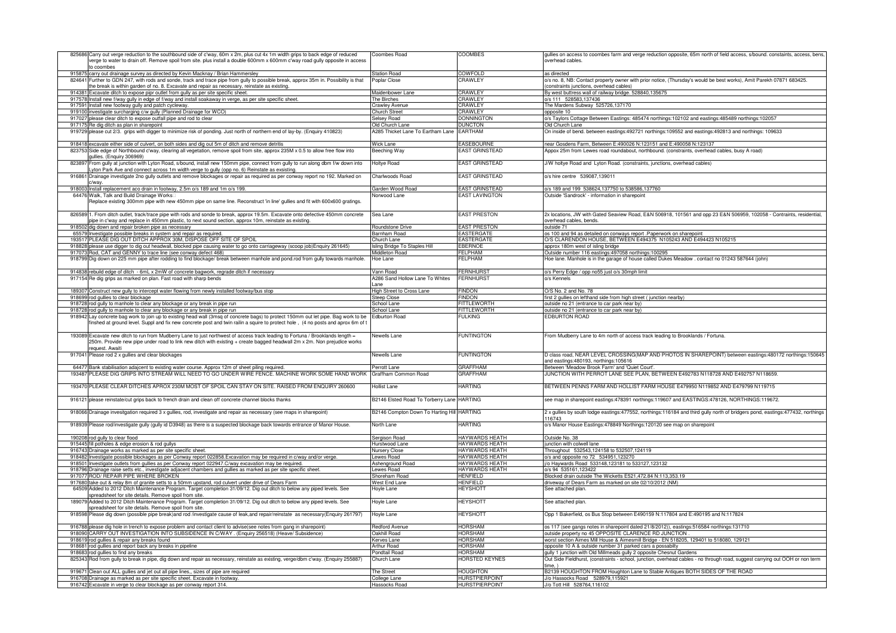| | | | | |
|---|---|---|---|---|
| 825686 | Carry out verge reduction to the southbound side of c'way, 60m x 2m, plus cut 4x 1m width grips to back edge of reduced verge to water to drain off. Remove spoil from site. plus install a double 600mm x 600mm c'way road gully opposite in access to coombes | Coombes Road | COOMBES | gullies on access to coombes farm and verge reduction opposite, 65m north of field access, s/bound. constaints, access, bens, overhead cables. |
| 915875 | carry out drainage survey as directed by Kevin Macknay / Brian Hammersley | Station Road | COWFOLD | as directed |
| 824641 | Further to GDN 247, with rods and sonde, track and trace pipe from gully to possible break, approx 35m in. Possibility is that the break is within garden of no. 8. Excavate and repair as necessary, reinstate as existing. | Poplar Close | CRAWLEY | o/s no. 8, NB: Contact property owner with prior notice, (Thursday's would be best works), Amit Parekh 07871 683425. (constraints junctions, overhead cables) |
| 914381 | Excavate ditch to expose pipr outlet from gully as per site specific sheet. | Maidenbower Lane | CRAWLEY | By west buttress wall of railway bridge. 528840,135675 |
| 917578 | Install new f/way gully in edge of f/way and install soakaway in verge, as per site specific sheet. | The Birches | CRAWLEY | o/s 111 528583,137436 |
| 917591 | Install new footway gully and patch cycleway. | Crawley Avenue | CRAWLEY | The Mardens Subway 525726,137170 |
| 919100 | investigate surcharging c/w gully (Planned Drainage for WCO) | Church Street | CRAWLEY | opposite 10 |
| 917027 | please clear ditch to expose outfall pipe and rod to clear | Selsey Road | DONNINGTON | o/s Taylors Cottage Between Eastings: 485474 northings:102102 and eastings:485489 northings:102057 |
| 917175 | Re dig ditch as plan in sharepoint | Old Church Lane | DUNCTON | Old Church Lane |
| 919729 | please cut 2/3. grips with digger to minimize risk of ponding. Just north of northern end of lay-by. (Enquiry 410823) | A285 Thicket Lane To Eartham Lane | EARTHAM | On inside of bend. between eastings:492721 northings:109552 and eastings:492813 and northings: 109633 |
| 918418 | excavate either side of culvert, on both sides and dig out 5m of ditch and remove detritis | Wick Lane | EASEBOURNE | near Gosdens Farm, Between E:490026 N:123151 and E:490058 N:123137 |
| 823753 | Side edge of Northbound c'way, clearing all vegetation, remove spoil from site, approx 235M x 0.5 to allow free flow into gullies. (Enquiry 306969) | Beeching Way | EAST GRINSTEAD | Appox 25m from Lewes road roundabout, northbound. (constraints, overhead cables, busy A road) |
| 823897 | From gully at junction with Lyton Road, s/bound, install new 150mm pipe, connect from gully to run along dbm f/w down into Lyton Park Ave and connect across 1m width verge to gully (opp no. 6) Reinstate as exsisting. | Holtye Road | EAST GRINSTEAD | J/W holtye Road and Lyton Road. (constraints, junctions, overhead cables) |
| 916861 | Drainage investigate 2no gully outlets and remove blockages or repair as required as per conway report no 192. Marked on c/way. | Charlwoods Road | EAST GRINSTEAD | o/s hire centre 539087,139011 |
| 918003 | Install replacement aco drain in footway, 2.5m o/s 189 and 1m o/s 199. | Garden Wood Road | EAST GRINSTEAD | o/s 189 and 199 538624,137750 to 538586,137760 |
| 64476 | Walk, Talk and Build Drainage Works Replace existing 300mm pipe with new 450mm pipe on same line. Reconstruct 'in line' gullies and fit with 600x600 gratings. | Norwood Lane | EAST LAVINGTON | Outside 'Sandrock' - information in sharepoint |
| 826589 | 1. From ditch outlet, track/trace pipe with rods and sonde, approx 19.5m. Excavate onto defective 450mm concrete pipe in c'way and replace in 450mm plastic, to next sound section, approx 10m, reinstate as existing. | Sea Lane | EAST PRESTON | 2x locations, JW with Gated Seaview Road, E&N 506918, 101561 and opp 23 E&N 506959, 102058 - Contraints, residential, overhead cables, bends. |
| 918502 | dig down and repair broken pipe as necessary | Roundstone Drive | EAST PRESTON | outside 71 |
| 65579 | Investigate possible breaks in system and repair as required. | Barnham Road | EASTERGATE | os 100 and 94 as detailed on conways report .Paperwork on sharepoint |
| 193517 | PLEASE DIG OUT DITCH APPROX 30M, DISPOSE OFF SITE OF SPOIL | Church Lane | EASTERGATE | O/S CLARENDON HOUSE, BETWEEN E494375 N105243 AND E494423 N105215 |
| 918828 | please use digger to dig out headwall, blocked pipe causing water to go onto carriageway (scoop job)Enquiry 261645) | Isling Bridge To Staples Hill | EBERNOE | approx 180m west of isling bridge |
| 917073 | Rod, CAT and GENNY to trace line (see conway defect 468) | Middleton Road | FELPHAM | Outside number 116 eastings:497058 northings:100295 |
| 918799 | Dig down on 225 mm pipe after rodding to find blockage/ break between manhole and pond.rod from gully towards manhole. | Hoe Lane | FELPHAM | Hoe lane. Manhole is in the garage of house called Dukes Meadow . contact no 01243 587644 (john) |
| 914838 | rebuild edge of ditch - 6mL x 2mW of concrete bagwork, regrade ditch if necessary | Vann Road | FERNHURST | o/s Perry Edge / opp no55 just o/s 30mph limit |
| 917154 | Re dig grips as marked on plan. Fast road with sharp bends | A286 Sand Hollow Lane To Whites Lane | FERNHURST | o/s Kennels |
| 189307 | Construct new gully to intercept water flowing from newly installed footway/bus stop | High Street to Cross Lane | FINDON | O/S No. 2 and No. 78 |
| 918699 | rod gullies to clear blockage | Steep Close | FINDON | first 2 gullies on lefthand side from high street ( junction nearby) |
| 918728 | rod gully to manhole to clear any blockage or any break in pipe run | School Lane | FITTLEWORTH | outside no 21 (entrance to car park near by) |
| 918728 | rod gully to manhole to clear any blockage or any break in pipe run | School Lane | FITTLEWORTH | outside no 21 (entrance to car park near by) |
| 918942 | Lay concrete bag work to join up to existing head wall (3msq of concrete bags) to protect 150mm out let pipe. Bag work to be finshed at ground level. Suppl and fix new concrete post and twin railin a squire to protect hole , (4 no posts and aprox 6m of t | Edburton Road | FULKING | EDBURTON ROAD |
| 193089 | Excavate new ditch to run from Mudberry Lane to just northwest of access track leading to Fortuna / Brooklands length = 250m. Provide new pipe under road to link new ditch with existing + create bagged headwall 2m x 2m. Non prejudice works request. Awaiti | Newells Lane | FUNTINGTON | From Mudberry Lane to 4m north of access track leading to Brooklands / Fortuna. |
| 917041 | Please rod 2 x gullies and clear blockages | Newells Lane | FUNTINGTON | D class road, NEAR LEVEL CROSSING(MAP AND PHOTOS IN SHAREPOINT) between eastings:480172 northings:150645 and eastings:480193, northings:105616 |
| 64477 | Bank stabilisation adajcent to existing water course. Approx 12m of sheet piling required. | Perrott Lane | GRAFFHAM | Between 'Meadow Brook Farm' and 'Quiet Court'. |
| 193487 | PLEASE DIG GRIPS INTO STREAM WILL NEED TO GO UNDER WIRE FENCE. MACHINE WORK SOME HAND WORK | Graffham Common Road | GRAFFHAM | JUNCTION WITH PERROT LANE SEE PLAN, BETWEEN E492783 N118728 AND E492757 N118659. |
| 193470 | PLEASE CLEAR DITCHES APROX 230M MOST OF SPOIL CAN STAY ON SITE. RAISED FROM ENQUIRY 260600 | Hollist Lane | HARTING | BETWEEN PENNS FARM AND HOLLIST FARM HOUSE E479950 N119852 AND E479799 N119715 |
| 916121 | please reinstate/cut grips back to french drain and clean off concrete channel blocks thanks | B2146 Elsted Road To Torberry Lane | HARTING | see map in sharepoint eastings:478391 northings:119607 and EASTINGS:478126, NORTHINGS:119672. |
| 918066 | Drainage invesitgation required 3 x gullies, rod, investigate and repair as necessary (see maps in sharepoint) | B2146 Compton Down To Harting Hill | HARTING | 2 x gullies by south lodge eastings:477552, northings:116184 and third gully north of bridgers pond, eastings:477432, northings 116743 |
| 918939 | Please rod/investigate gully (gully id D3948) as there is a suspected blockage back towards entrance of Manor House. | North Lane | HARTING | o/s Manor House Eastings:478849 Northings:120120 see map on sharepoint |
| 190208 | rod gully to clear flood | Sergison Road | HAYWARDS HEATH | Outside No. 38 |
| 915445 | fill potholes & edge erosion & rod gullys | Hurstwood Lane | HAYWARDS HEATH | junction with colwell lane |
| 916743 | Drainage works as marked as per site specific sheet. | Nursery Close | HAYWARDS HEATH | Throughout 532543,124158 to 532507,124119 |
| 918482 | Investigate possible blockages as per Conway report 022858.Excavation may be required in c/way and/or verge. | Lewes Road | HAYWARDS HEATH | o/s and opposite no 72 534951,123270 |
| 918501 | Investigate outlets from gullies as per Conway report 022947.C/way excavation may be required. | Ashenground Road | HAYWARDS HEATH | j/o Haywards Road 533148,123181 to 533127,123132 |
| 918796 | Drainage ease setts etc., investigate adjacent chambers and gullies as marked as per site specific sheet. | Lewes Road | HAYWARDS HEATH | o/s 94 535161,123422 |
| 917077 | ROD/ REPAIR PIPE WHERE BROKEN | Shoreham Road | HENFIELD | Blocked drain outside The Wicketts E521,472.84 N:113,353.19 |
| 917680 | take out & relay 8m of granite setts to a 50mm upstand, rod culvert under drive of Dears Farm | West End Lane | HENFIELD | driveway of Dears Farm as marked on site 02/10/2012 (NM) |
| 64509 | Added to 2012 Ditch Maintenance Program. Target completion 31/09/12. Dig out ditch to below any piped levels. See spreadsheet for site details. Remove spoil from site. | Hoyle Lane | HEYSHOTT | See attached plan. |
| 189079 | Added to 2012 Ditch Maintenance Program. Target completion 31/09/12. Dig out ditch to below any piped levels. See spreadsheet for site details. Remove spoil from site. | Hoyle Lane | HEYSHOTT | See attached plan. |
| 918598 | Please dig down (possible pipe break)and rod /investigate cause of leak,and repair/reinstate as necessary(Enquiry 261797) | Hoyle Lane | HEYSHOTT | Opp 1 Bakerfield, os Bus Stop between E490159 N:117804 and E:490195 and N:117824 |
| 916788 | please dig hole in trench to expose problem and contact client to advise(see notes from gang in sharepoint) | Redford Avenue | HORSHAM | os 117 (see gangs notes in sharepoint dated 21/8/2012)), eastings:516584 northings:131710 |
| 918090 | CARRY OUT INVESTIGATION INTO SUBSIDENCE IN C/WAY . (Enquiry 256518) (Heave/ Subsidence) | Oakhill Road | HORSHAM | outside property no 45 OPPOSITE CLARENCE RD JUNCTION . |
| 918619 | rod gullies & repair any breaks found | Kerves Lane | HORSHAM | worst section Aimes Mill House & Aimesmill Bridge - EN 518205, 129401 to 518080, 129121 |
| 918681 | rod gullies and report back any breaks in pipeline | Arthur Road | HORSHAM | opposite 10 A & outside number 31 parked cars a possabilty |
| 918683 | rod gullies to find any breaks | Pondtail Road | HORSHAM | gully 1 junction with Old Millmeads gully 2 opposite Chesnut Gardens |
| 825343 | Rod from gully to break in pipe, dig down and repair as necessary, reinstate as existing, verge/dbm c'way. (Enquiry 255887) | Church Lane | HORSTED KEYNES | Out Side Fieldhurst, (constraints - school, junction, overhead cables - no through road, suggest carrying out OOH or non term time. ) |
| 919671 | Clean out ALL gullies and jet out all pipe lines,, sizes of pipe are required | The Street | HOUGHTON | B2139 HOUGHTON FROM Houghton Lane to Stable Antiques BOTH SIDES OF THE ROAD |
| 916708 | Drainage as marked as per site specific sheet. Excavate in footway. | College Lane | HURSTPIERPOINT | J/o Hassocks Road 528979,115921 |
| 916742 | Excavate in verge to clear blockage as per conway report 314. | Hassocks Road | HURSTPIERPOINT | J/o Tott Hill 528764,116102 |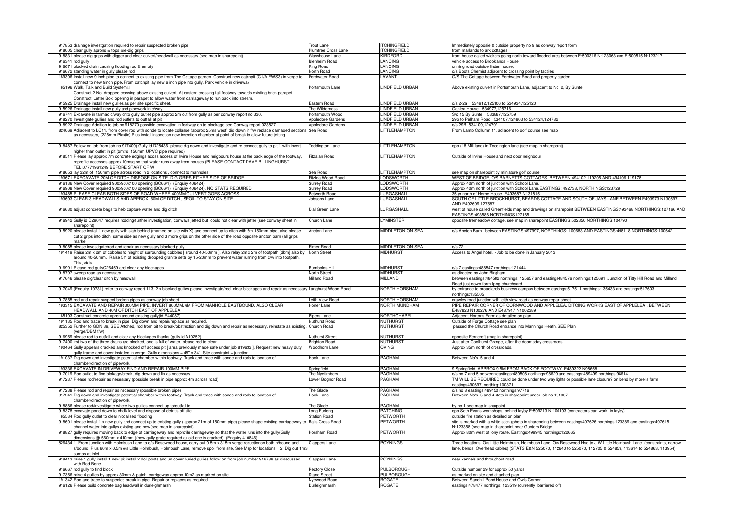| | | | | |
|---|---|---|---|---|
| 917853 | drainage investgation required to repair suspected broken pipe | Trout Lane | ITCHINGFIELD | Immediately opposie & outside property no 9 as conway report form |
| 918005 | clear gully aprons & tops &re-dig grips | Plumtree Cross Lane | ITCHINGFIELD | from marlands to ark cottages |
| 918831 | please dig grips with digger and clear culvert/headwall as necessary (see map in sharepoint) | Glasshouse Lane | KIRDFORD | from house called wickers going north toward flooded area between E:500316 N:123063 and E:500515 N:123217 |
| 916341 | rod gully | Blenheim Road | LANCING | vehicle access to Brooklands House |
| 916671 | blocked drain causing flooding rod & empty | Ring Road | LANCING | on ring road outside linden house, |
| 916672 | standing water in gully please rod | North Road | LANCING | o/s Boots Chemist adjacent to crossing point by tactiles |
| 189306 | Install new 9 inch pipe to connect to existing pipe from The Cottage garden. Construct new catchpit (C1/A FWS3) in verge to connect to new 9inch pipe. From catchpit lay new 6 inch pipe into gully. Park vehicle in driveway | Fordwater Road | LAVANT | O/S The Cottage between Fordwater Road and property garden. |
| 65196 | Walk, Talk and Build System Construct 2 No. dropped crossing above existing culvert. At eastern crossing fall footway towards existing brick parapet. Construct 'Letter Box' opening in parapet to allow water from carriageway to run back into stream. | Portsmouth Lane | LINDFIELD URBAN | Above existing culvert in Portsmouth Lane, adjacent to No. 2, By Sunte. |
| 915925 | Drainage install new gullies as per site specific sheet. | Eastern Road | LINDFIELD URBAN | o/s 2-2a 534912,125106 to 534934,125120 |
| 915926 | Drainage install new gully and pipework in c/way | The Wilderness | LINDFIELD URBAN | Oaklea House 534977,125716 |
| 916741 | Excavate in tarmac c/way onto gully outlet pipe approx 2m out from gully as per conway report no 330. | Portsmouth Wood | LINDFIELD URBAN | S/o 15 By Sunte 533887,125759 |
| 918270 | Investigate gullies and rod outlets to outfall at pit | Appledore Gardens | LINDFIELD URBAN | 29b to Pelham Road 534107,124803 to 534124,124782 |
| 918922 | Drainage Addition to job no 918270 possible excavation in footway on to blockage see Conway report 023527 | Appledore Gardens | LINDFIELD URBAN | o/s 29B 534109,124792 |
| 824069 | Adjacent to LC11, from cover rod with sonde to locate collaspe (approx 25ms west) dig down in f/w replace damaged sections as necessary, (225mm Plastic) Plus install inspection new insection chamber at point of break to allow future jetting. | Sea Road | LITTLEHAMPTON | From Lamp Collumn 11, adjacent to golf course see map |
| 918487 | Follow on job from job no 917409) Gully id D28436 please dig down and investigate and re-connect gully to pit 1 with invert higher than outlet in pit.(2mtrs 150mm UPVC pipe required) | Toddington Lane | LITTLEHAMPTON | opp (18 Mill lane) in Toddington lane (see map in sharepoint) |
| 918511 | Please lay approx 7m concrete edgings acoss access of Irvine House and neigbours house at the back edge of the footway, reprofile accesses approx 10msq so that water runs away from houses (PLEASE CONTACT DAVE BILLINGHURST TEL:07771961249 BEFORE START OF W | Fitzalan Road | LITTLEHAMPTON | Outside of Irvine House and next door neighbour |
| 918653 | lay 32m of 150mm pipe across road in 2 locations , connect to manholes | Sea Road | LITTLEHAMPTON | see map on sharepoint by miniature golf course |
| 193671 | EXECAVATE 20M OF DITCH DISPOSE ON SITE. DIG GRIPS EITHER SIDE OF BRIDGE. | Fitzlea Wood Road | LODSWORTH | WEST OF BRIDGE, O/S BARNETTS COTTAGES. BETWEEN 494102 119205 AND 494106 119178. |
| 916136 | New Cover required 900x900x100 opening (BC66/1) (Enquiry 406424) | Surrey Road | LODSWORTH | Approx 40m north of junction with School Lane. |
| 916908 | New Cover required 900x900x100 opening (BC66/1) (Enquiry 406424), NO STATS REQUIRED | Surrey Road | LODSWORTH | Approx 40m north of junction with School Lane.EASTINGS: 492738, NORTHINGS:123729 |
| 193485 | PLEASE CLEAR BOTH SIDES OF ROAD WHERE 400MM CULVERT GOES ACROSS. | Petworth Road | LURGASHALL | 35 yr north of Herne House. E493687 N131815 |
| 193693 | CLEAR 3 HEADWALLS AND APPROX 60M OF DITCH , SPOIL TO STAY ON SITE | Jobsons Lane | LURGASHALL | SOUTH OF LITTLE BROCKHURST, BEARDS COTTAGE AND SOUTH OF JAYS LANE BETWEEN E493973 N130597 AND E492699 127587 |
| 916630 | adjust concrete bags to help capture water and dig ditch | Dial Green Lane | LURGASHALL | west of house called Greenfields map and drawings on sharepoint BETWEEN EASTINGS:493468 NORTHINGS:127166 AND EASTINGS:493586 NORTHINGS127165 |
| 916942 | Gully id D29047 requires rodding/further investigation, conways jetted but could not clear with jetter (see conway sheet in sharepoint) | Church Lane | LYMINSTER | opposite tremeadow cottage, see map in sharepoint EASTINGS:502350 NORTHINGS:104790 |
| 915920 | please install 1 new gully with slab behind (marked on site with X) and connect up to ditch with 6m 150mm pipe, also please cut 2 grips into ditch same side as new gully and 3 more grips on the other side of the road opposite ancton barn (all grips marke | Ancton Lane | MIDDLETON-ON-SEA | o/s Ancton Barn between EASTINGS:497997, NORTHINGS: 100683 AND EASTINGS:498118 NORTHINGS:100642 |
| 918085 | please investigate/rod and repair as necessary blocked gully | Elmer Road | MIDDLETON-ON-SEA | o/s 72 |
| 191419 | Raise 2m x 2m of cobbles to hieght of surrounding cobbles [ around 40-50mm ]. Also relay 2m x 2m of footpath [dbm] also by around 40-50mm. Raise 5m of existing dropped granite setts by 15-20mm to prevent water running from c/w into footpath. This job is | North Street | MIDHURST | Access to Angel hotel. - Job to be done in January 2013 |
| 916991 | Please rod gullyC26459 and clear any blockages | Rumbolds Hill | MIDHURST | o/s 7 eastings:488547 northings:121444 |
| 918797 | sweep road as necessary | North Street | MIDHURST | as directed by John Bingham |
| 917646 | please dig/clear ditch by headwall | Milland Road | MILLAND | between eastings:484582 northings: 125657 and eastings484576 northings:125691 iJunction of Titty Hill Road and Milland Road just down form lping churchyard |
| 917049 | (Enquiry 10731) refer to conway report 113, 2 x blocked gullies please investigate/rod clear blockages and repair as necessary | Langhurst Wood Road | NORTH HORSHAM | by entrance to broadlands business campus between eastings;517511 northings:135433 and eastings:517603 northings:135505 |
| 917855 | rod and repair suspect broken pipes as conway job sheet | Leith View Road | NORTH HORSHAM | crawley road junction with leith view road as conway repair sheet |
| 193315 | EXCAVATE AND REPAIR 300MM PIPE. INVERT 800MM. 6M FROM MANHOLE EASTBOUND. ALSO CLEAR HEADWALL AND 40M OF DITCH EAST OF APPLELEA. | Honer Lane | NORTH MUNDHAM | PIPE REPAIR CORNER OF CORNWOOD AND APPLELEA. DITCING WORKS EAST OF APPLELEA , BETWEEN E487823 N100276 AND E487947 N1002389 |
| 65103 | Construct concrete apron around existing gully(id E44087) | Pipers Lane | NORTHCHAPEL | Adjacent Hortons Farm as detailed on plan |
| 191135 | Rod and trace to break in pipe. Dig down and repair/replace as required. | Nuthurst Road | NUTHURST | Outside of Forge Cottage see plan |
| 825352 | Further to GDN 39, SEE Attched, rod from pit to break/obstruction and dig down and repair as necessary, reinstate as existing, (verge/DBM f/w) | Church Road | NUTHURST | passed the Church Road entrance into Mannings Heath, SEE Plan |
| 916959 | please rod to outfall and clear any blockages thanks (gully id A10252) | Nuthurst Street | NUTHURST | opposite Ferncroft.(map in sharepoint) |
| 917400 | irst two of the three drains are blocked, one is full of water, please rod to clear | Brighton Road | NUTHURST | Just after Coolhurst Grange, after the doomsday crossroads. |
| 190464 | Gully appears cracked and knocked off access pit [ area previously made safe under job 819633 ]. Request new heavy duty gully frame and cover installed in verge. Gully dimensions = 48" x 34". Site constraint = junction. | Woodhorn Lane | OVING | Approx 35m north of crossroads. |
| 191037 | Dig down and investigate potential chamber within footway. Track and trace with sonde and rods to location of chamber/direction of pipework. | Hook Lane | PAGHAM | Between No's. 5 and 4 |
| 193336 | EXCAVATE IN DRIVEWAY FIND AND REPAIR 100MM PIPE | Springfield | PAGHAM | 9 Springfield, APPROX 9.5M FROM BACK OF FOOTWAY. E489322 N98658 |
| 917019 | Rod outlet to find blokage/break, dig down and fix as necessary | The Nyetimbers | PAGHAM | o/s no 7 and 5 between eastings:489508 northings:98629 and eastings:489499 northings:98614 |
| 917237 | Please rod/repair as nesessary (possible break in pipe approx 4m across road) | Lower Bognor Road | PAGHAM | TM WILL BE REQUIRED could be done under two way lights or possible lane closure? on bend by morells farm eastings490697, northing:100371 |
| 917238 | Please rod and repair as necessary (possible broken pipe) | The Glade | PAGHAM | o/s no 8 eastings:489150 northings:97716 |
| 917241 | Dig down and investigate potential chamber within footway. Track and trace with sonde and rods to location of chamber/direction of pipework. | Hook Lane | PAGHAM | Between No's. 5 and 4 stats in sharepoint under job no 191037 |
| 918886 | please rod/invesitigate where two gullies connect up to/outfall to | The Glade | PAGHAM | by no 1 see map in sharpoint |
| 918378 | excavate pond down to chalk level and dispose of detritis off site | Long Furlong | PATCHING | opp Seth Evans workshops, behind layby E:509213 N:106103 (contractors can work in layby) |
| 65534 | Rod gully outlet to clear nlocalised flooding | Station Road | PETWORTH | outside fire station as detailed on plan |
| 918601 | please install 1 x new gully and connect up to existing gully ( approx 21m of 150mm pipe) please shape existing carriageway to channel water into gullys existing and new(see map in sharepoint) | Balls Cross Road | PETWORTH | site is marked with a white stick (photo in sharepoint) between eastings497626 northings:123389 and eastings:497615 N:123358 (see map in sharepoint near Gunters Bridge |
| 918827 | gully requires moving back to edge of carriageway and reprofile carriageway so that the water runs into the gully(Gully dimensions @ 560mm x 410mm.)(new gully grate required as old one is cracked) (Enquiry 410846) | Horsham Road | PETWORTH | Approx 80m west of lorry route. Eastings:499945 northings:122665 |
| 826434 | 1. From junction with Holmbush Lane to o/s Rosewood house, carry out 0.5m x 315m verge reductionon both n/bound and s/bound, Plus 60m x 0.5m o/s Little Holmbush, Holmbush Lane, remove spoil from site, See Map for locations. 2. Dig out 1m3 sumps at inlet | Clappers Lane | POYNINGS | Three locations, O/s Little Holmbush, Holmbush Lane. O/s Rosewood Hse to J.W Little Holmbush Lane. (constraints, narrow lane, bends, Overhead cables) (STATS E&N 525070, 112640 to 525070, 112705 & 524859, 113614 to 524863, 113954) |
| 918413 | raise 1 gully install 1 new pit install 2 doll posts and un cover buried gullies follow on from job number 916788 as disscussed with Rod Bone | Clappers Lane | POYNINGS | near kennels and throughout road |
| 916667 | rod gully to find block | Rectory Close | PULBOROUGH | Outside number 29 for approx 50 yards |
| 917356 | raise 4 gullies by approx 30mm & patch carrigeway approx 10m2 as marked on site | Stane Street | PULBOROUGH | as marked on site and attached plan |
| 191342 | Rod and trace to suspected break in pipe. Repair or replaces as required. | Nyewood Road | ROGATE | Between Sandhill Pond House and Owls Corner. |
| 916126 | Please build concrete bag headwall in durleighmarsh | Durleighmarsh | ROGATE | eastings:478477 northings: 123519 (currently barriered off) |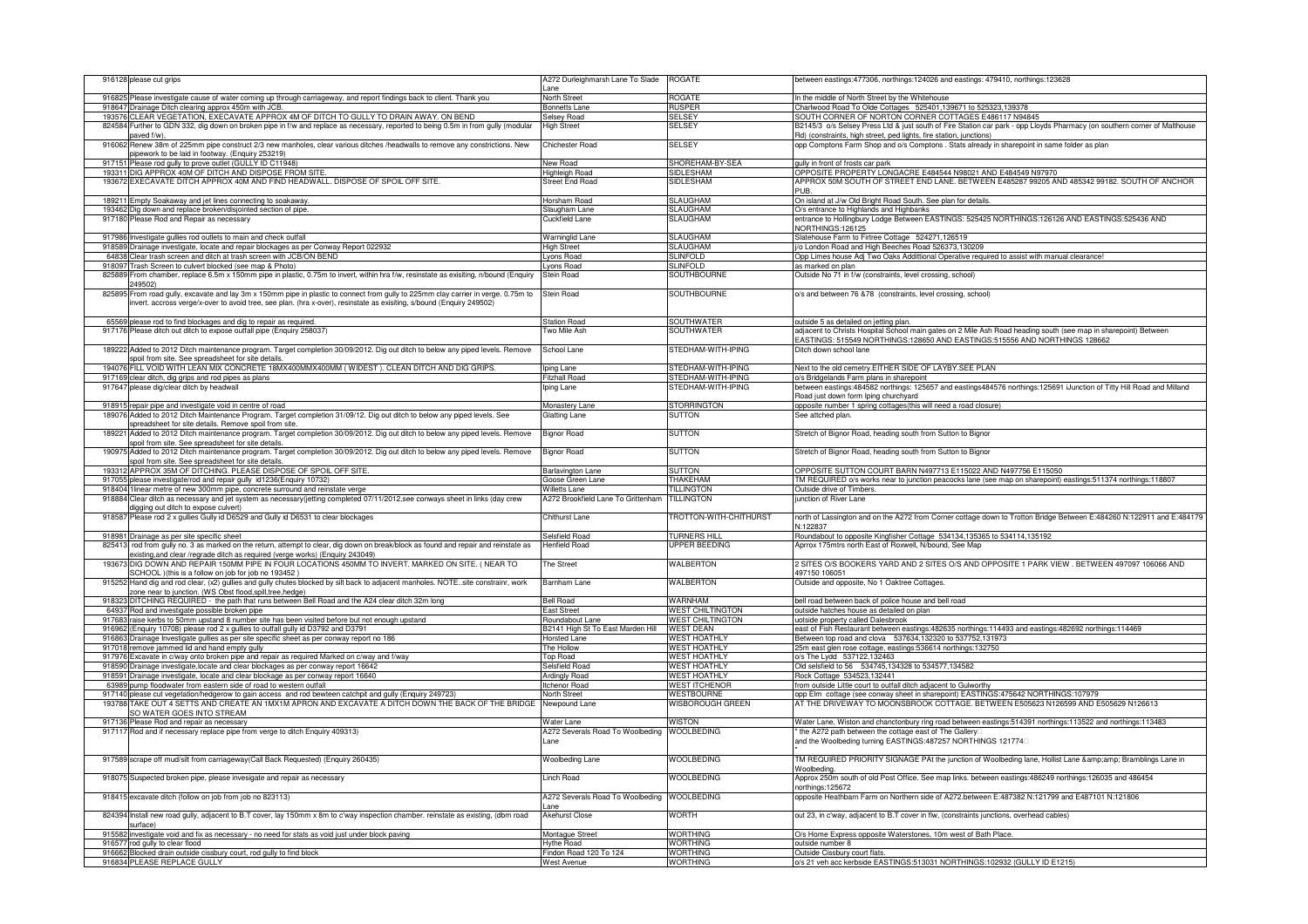| | | | | |
|---|---|---|---|---|
| 916128 | please cut grips | A272 Durleighmarsh Lane To Slade Lane | ROGATE | between eastings:477306, northings:124026 and eastings: 479410, northings:123628 |
| 916825 | Please investigate cause of water coming up through carriageway, and report findings back to client. Thank you | North Street | ROGATE | In the middle of North Street by the Whitehouse |
| 918647 | Drainage Ditch clearing approx 450m with JCB. | Bonnetts Lane | RUSPER | Charlwood Road To Olde Cottages 525401,139671 to 525323,139378 |
| 193576 | CLEAR VEGETATION, EXECAVATE APPROX 4M OF DITCH TO GULLY TO DRAIN AWAY. ON BEND | Selsey Road | SELSEY | SOUTH CORNER OF NORTON CORNER COTTAGES E486117 N94845 |
| 824584 | Further to GDN 332, dig down on broken pipe in f/w and replace as necessary, reported to being 0.5m in from gully (modular paved f/w), | High Street | SELSEY | B2145/3 o/s Selsey Press Ltd & just south of Fire Station car park - opp Lloyds Pharmacy (on southern corner of Malthouse Rd) (constraints, high street, ped lights, fire station, junctions) |
| 916062 | Renew 38m of 225mm pipe construct 2/3 new manholes, clear various ditches /headwalls to remove any constrictions. New pipework to be laid in footway. (Enquiry 253219) | Chichester Road | SELSEY | opp Comptons Farm Shop and o/s Comptons . Stats already in sharepoint in same folder as plan |
| 917151 | Please rod gully to prove outlet (GULLY ID C11948) | New Road | SHOREHAM-BY-SEA | gully in front of frosts car park |
| 193311 | DIG APPROX 40M OF DITCH AND DISPOSE FROM SITE. | Highleigh Road | SIDLESHAM | OPPOSITE PROPERTY LONGACRE E484544 N98021 AND E484549 N97970 |
| 193672 | EXECAVATE DITCH APPROX 40M AND FIND HEADWALL. DISPOSE OF SPOIL OFF SITE. | Street End Road | SIDLESHAM | APPROX 50M SOUTH OF STREET END LANE. BETWEEN E485287 99205 AND 485342 99182. SOUTH OF ANCHOR PUB. |
| 189211 | Empty Soakaway and jet lines connecting to soakaway. | Horsham Road | SLAUGHAM | On island at J/w Old Bright Road South. See plan for details. |
| 193462 | Dig down and replace broken/disjointed section of pipe. | Slaugham Lane | SLAUGHAM | O/s entrance to Highlands and Highbanks |
| 917180 | Please Rod and Repair as necessary | Cuckfield Lane | SLAUGHAM | entrance to Hollingbury Lodge Between EASTINGS: 525425 NORTHINGS:126126 AND EASTINGS:525436 AND NORTHINGS:126125 |
| 917986 | Investigate gullies rod outlets to main and check outfall | Warninglid Lane | SLAUGHAM | Slatehouse Farm to Firtree Cottage 524271,126519 |
| 918589 | Drainage investigate, locate and repair blockages as per Conway Report 022932 | High Street | SLAUGHAM | j/o London Road and High Beeches Road 526373,130209 |
| 64838 | Clear trash screen and ditch at trash screen with JCB/ON BEND | Lyons Road | SLINFOLD | Opp Limes house Adj Two Oaks Addittional Operative required to assist with manual clearance! |
| 918097 | Trash Screen to culvert blocked (see map & Photo) | Lyons Road | SLINFOLD | as marked on plan |
| 825889 | From chamber, replace 6.5m x 150mm pipe in plastic, 0.75m to invert, within hra f/w, resinstate as exisiting, n/bound (Enquiry 249502) | Stein Road | SOUTHBOURNE | Outside No 71 in f/w (constraints, level crossing, school) |
| 825895 | From road gully, excavate and lay 3m x 150mm pipe in plastic to connect from gully to 225mm clay carrier in verge. 0.75m to invert. accross verge/x-over to avoid tree, see plan. (hra x-over), resinstate as exisiting, s/bound (Enquiry 249502) | Stein Road | SOUTHBOURNE | o/s and between 76 &78 (constraints, level crossing, school) |
| 65569 | please rod to find blockages and dig to repair as required. | Station Road | SOUTHWATER | outside 5 as detailed on jetting plan. |
| 917176 | Please ditch out ditch to expose outfall pipe (Enquiry 258037) | Two Mile Ash | SOUTHWATER | adjacent to Christs Hospital School main gates on 2 Mile Ash Road heading south (see map in sharepoint) Between EASTINGS: 515549 NORTHINGS:128650 AND EASTINGS:515556 AND NORTHINGS 128662 |
| 189222 | Added to 2012 Ditch maintenance program. Target completion 30/09/2012. Dig out ditch to below any piped levels. Remove spoil from site. See spreadsheet for site details. | School Lane | STEDHAM-WITH-IPING | Ditch down school lane |
| 194076 | FILL VOID WITH LEAN MIX CONCRETE 18MX400MMX400MM ( WIDEST ). CLEAN DITCH AND DIG GRIPS. | Iping Lane | STEDHAM-WITH-IPING | Next to the old cemetry.EITHER SIDE OF LAYBY.SEE PLAN |
| 917169 | clear ditch, dig grips and rod pipes as plans | Fitzhall Road | STEDHAM-WITH-IPING | o/s Bridgelands Farm plans in sharepoint |
| 917647 | please dig/clear ditch by headwall | Iping Lane | STEDHAM-WITH-IPING | between eastings:484582 northings: 125657 and eastings484576 northings:125691 iJunction of Titty Hill Road and Milland Road just down form Iping churchyard |
| 918915 | repair pipe and investigate void in centre of road | Monastery Lane | STORRINGTON | opposite number 1 spring cottages(this will need a road closure) |
| 189076 | Added to 2012 Ditch Maintenance Program. Target completion 31/09/12. Dig out ditch to below any piped levels. See spreadsheet for site details. Remove spoil from site. | Glatting Lane | SUTTON | See attched plan. |
| 189221 | Added to 2012 Ditch maintenance program. Target completion 30/09/2012. Dig out ditch to below any piped levels. Remove spoil from site. See spreadsheet for site details. | Bignor Road | SUTTON | Stretch of Bignor Road, heading south from Sutton to Bignor |
| 190975 | Added to 2012 Ditch maintenance program. Target completion 30/09/2012. Dig out ditch to below any piped levels. Remove spoil from site. See spreadsheet for site details. | Bignor Road | SUTTON | Stretch of Bignor Road, heading south from Sutton to Bignor |
| 193312 | APPROX 35M OF DITCHING. PLEASE DISPOSE OF SPOIL OFF SITE. | Barlavington Lane | SUTTON | OPPOSITE SUTTON COURT BARN N497713 E115022 AND N497756 E115050 |
| 917055 | please investigate/rod and repair gully id1236(Enquiry 10732) | Goose Green Lane | THAKEHAM | TM REQUIRED o/s works near to junction peacocks lane (see map on sharepoint) eastings:511374 northings:118807 |
| 918404 | 1linear metre of new 300mm pipe, concrete surround and reinstate verge | Willetts Lane | TILLINGTON | Outside drive of Timbers. |
| 918884 | Clear ditch as necessary and jet system as necessary(jetting completed 07/11/2012,see conways sheet in links (day crew digging out ditch to expose culvert) | A272 Brookfield Lane To Grittenham | TILLINGTON | junction of River Lane |
| 918587 | Please rod 2 x gullies Gully id D6529 and Gully id D6531 to clear blockages | Chithurst Lane | TROTTON-WITH-CHITHURST | north of Lassington and on the A272 from Corner cottage down to Trotton Bridge Between E:484260 N:122911 and E:484179 N:122837 |
| 918981 | Drainage as per site specific sheet | Selsfield Road | TURNERS HILL | Roundabout to opposite Kingfisher Cottage 534134,135365 to 534114,135192 |
| 825413 | rod from gully no. 3 as marked on the return, attempt to clear, dig down on break/block as found and repair and reinstate as existing,and clear /regrade ditch as required (verge works) (Enquiry 243049) | Henfield Road | UPPER BEEDING | Aprrox 175mtrs north East of Roxwell, N/bound, See Map |
| 193673 | DIG DOWN AND REPAIR 150MM PIPE IN FOUR LOCATIONS 450MM TO INVERT. MARKED ON SITE. ( NEAR TO SCHOOL )(this is a follow on job for job no 193452 ) | The Street | WALBERTON | 2 SITES O/S BOOKERS YARD AND 2 SITES O/S AND OPPOSITE 1 PARK VIEW . BETWEEN 497097 106066 AND 497150 106051 |
| 915252 | Hand dig and rod clear, (x2) gullies and gully chutes blocked by silt back to adjacent manholes. NOTE..site constrainr, work zone near to junction. (WS Obst flood,spill,tree,hedge) | Barnham Lane | WALBERTON | Outside and opposite, No 1 Oaktree Cottages. |
| 918323 | DITCHING REQUIRED - the path that runs between Bell Road and the A24 clear ditch 32m long | Bell Road | WARNHAM | bell road between back of police house and bell road |
| 64937 | Rod and investigate possible broken pipe | East Street | WEST CHILTINGTON | outside hatches house as detailed on plan |
| 917683 | raise kerbs to 50mm upstand 8 number site has been visited before but not enough upstand | Roundabout Lane | WEST CHILTINGTON | uotside property called Dalesbrook |
| 916962 | (Enquiry 10708) please rod 2 x gullies to outfall gully id D3792 and D3791 | B2141 High St To East Marden Hill | WEST DEAN | east of Fish Restaurant between eastings:482635 northings:114493 and eastings:482692 northings:114469 |
| 916863 | Drainage Investigate gullies as per site specific sheet as per conway report no 186 | Horsted Lane | WEST HOATHLY | Between top road and clova 537634,132320 to 537752,131973 |
| 917018 | remove jammed lid and hand empty gully | The Hollow | WEST HOATHLY | 25m east glen rose cottage, eastings:536614 northings:132750 |
| 917976 | Excavate in c/way onto broken pipe and repair as required Marked on c/way and f/way | Top Road | WEST HOATHLY | o/s The Lydd 537122,132463 |
| 918590 | Drainage investigate,locate and clear blockages as per conway report 16642 | Selsfield Road | WEST HOATHLY | Old selsfield to 56 534745,134328 to 534577,134582 |
| 918591 | Drainage investigate, locate and clear blockage as per conway report 16640 | Ardingly Road | WEST HOATHLY | Rock Cottage 534523,132441 |
| 63989 | pump floodwater from eastern side of road to western outfall | Itchenor Road | WEST ITCHENOR | from outside Little court to outfall ditch adjacent to Gulworthy |
| 917140 | please cut vegetation/hedgerow to gain access and rod bewteen catchpit and gully (Enquiry 249723) | North Street | WESTBOURNE | opp Elm cottage (see conway sheet in sharepoint) EASTINGS:475642 NORTHINGS:107979 |
| 193788 | TAKE OUT 4 SETTS AND CREATE AN 1MX1M APRON AND EXCAVATE A DITCH DOWN THE BACK OF THE BRIDGE SO WATER GOES INTO STREAM | Newpound Lane | WISBOROUGH GREEN | AT THE DRIVEWAY TO MOONSBROOK COTTAGE. BETWEEN E505623 N126599 AND E505629 N126613 |
| 917136 | Please Rod and repair as necessary | Water Lane | WISTON | Water Lane, Wiston and chanctonbury ring road between eastings:514391 northings:113522 and northings:113483 |
| 917117 | Rod and if necessary replace pipe from verge to ditch Enquiry 409313) | A272 Severals Road To Woolbeding Lane | WOOLBEDING | " the A272 path between the cottage east of The Gallery and the Woolbeding turning EASTINGS:487257 NORTHINGS 121774 " |
| 917589 | scrape off mud/silt from carriageway(Call Back Requested) (Enquiry 260435) | Woolbeding Lane | WOOLBEDING | TM REQUIRED PRIORITY SIGNAGE PAt the junction of Woolbeding lane, Hollist Lane &amp;amp; Bramblings Lane in Woolbeding. |
| 918075 | Suspected broken pipe, please invesigate and repair as necessary | Linch Road | WOOLBEDING | Approx 250m south of old Post Office. See map links. between eastings:486249 northings:126035 and 486454 northings:125672 |
| 918415 | excavate ditch (follow on job from job no 823113) | A272 Severals Road To Woolbeding Lane | WOOLBEDING | opposite Heathbarn Farm on Northern side of A272.between E:487382 N:121799 and E487101 N:121806 |
| 824394 | Install new road gully, adjacent to B.T cover, lay 150mm x 8m to c'way inspection chamber. reinstate as existing, (dbm road surface) | Akehurst Close | WORTH | out 23, in c'way, adjacent to B.T cover in f/w, (constraints junctions, overhead cables) |
| 915582 | investigate void and fix as necessary - no need for stats as void just under block paving | Montague Street | WORTHING | O/s Home Express opposite Waterstones, 10m west of Bath Place. |
| 916577 | rod gully to clear flood | Hythe Road | WORTHING | outside number 8 |
| 916662 | Blocked drain outside cissbury court, rod gully to find block | Findon Road 120 To 124 | WORTHING | Outside Cissbury court flats. |
| 916834 | PLEASE REPLACE GULLY | West Avenue | WORTHING | o/s 21 veh acc kerbside EASTINGS:513031 NORTHINGS:102932 (GULLY ID E1215) |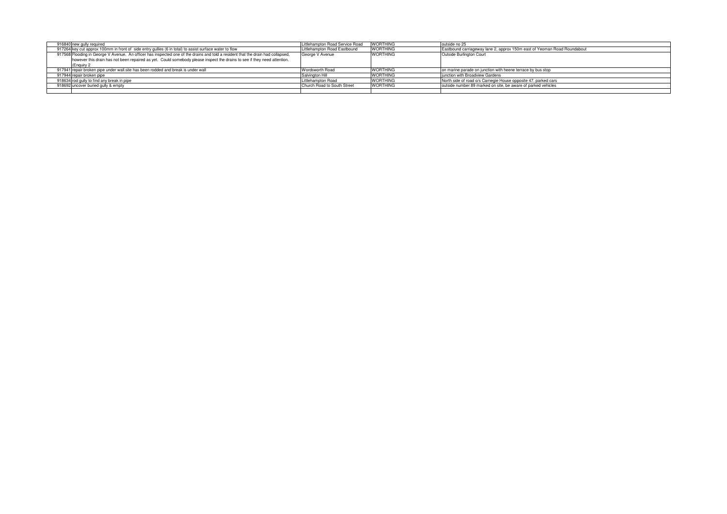| | | | | |
|---|---|---|---|---|
| 916840 | new gully required | Littlehampton Road Service Road | WORTHING | outside no 25 |
| 917264 | key cut approx 100mm in front of side entry gullies (6 in total) to assist surface water to flow | Littlehampton Road Eastbound | WORTHING | Eastbound carriageway lane 2, approx 150m east of Yeoman Road Roundabout |
| 917568 | Flooding in George V Avenue. An officer has inspected one of the drains and told a resident that the drain had collapsed, however this drain has not been repaired as yet. Could somebody please inspect the drains to see if they need attention. (Enquiry 2 | George V Avenue | WORTHING | Outside Burlington Court |
| 917941 | repair broken pipe under wall.site has been rodded and break is under wall | Wordsworth Road | WORTHING | on marine parade on junction with heene terrace by bus stop |
| 917944 | repair broken pipe | Salvington Hill | WORTHING | junction with Broadview Gardens |
| 918634 | rod gully to find any break in pipe | Littlehampton Road | WORTHING | North side of road o/s Carnegie House opposite 47. parked cars |
| 918692 | uncover buried gully & empty | Church Road to South Street | WORTHING | outside number 89 marked on site, be aware of parked vehicles |
| | | | | |